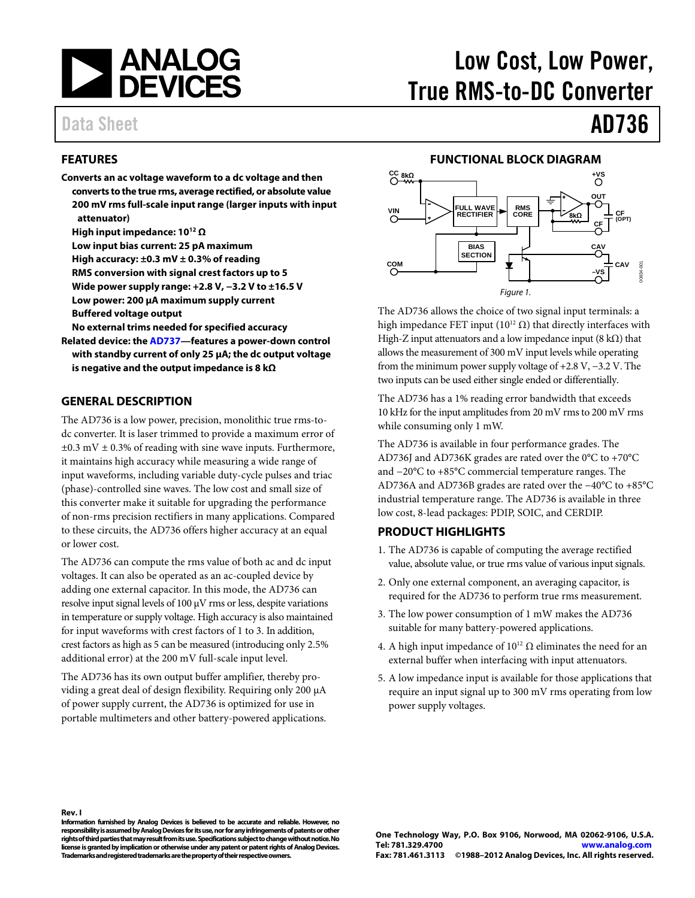# Low Cost, Low Power, True RMS-to-DC Converter

Data Sheet

# AD736

## FEATURES

**Converts an ac voltage waveform to a dc voltage and then converts to the true rms, average rectified, or absolute value**
- **200 mV rms full-scale input range (larger inputs with input attenuator)**
- **High input impedance: $10^{12}$ Ω**
- **Low input bias current: 25 pA maximum**
- **High accuracy: ±0.3 mV ± 0.3% of reading**
- **RMS conversion with signal crest factors up to 5**
- **Wide power supply range: +2.8 V, −3.2 V to ±16.5 V**
- **Low power: 200 μA maximum supply current**
- **Buffered voltage output**
- **No external trims needed for specified accuracy**

**Related device: the AD737—features a power-down control with standby current of only 25 μA; the dc output voltage is negative and the output impedance is 8 kΩ**

## GENERAL DESCRIPTION

The AD736 is a low power, precision, monolithic true rms-to-dc converter. It is laser trimmed to provide a maximum error of ±0.3 mV ± 0.3% of reading with sine wave inputs. Furthermore, it maintains high accuracy while measuring a wide range of input waveforms, including variable duty-cycle pulses and triac (phase)-controlled sine waves. The low cost and small size of this converter make it suitable for upgrading the performance of non-rms precision rectifiers in many applications. Compared to these circuits, the AD736 offers higher accuracy at an equal or lower cost.

The AD736 can compute the rms value of both ac and dc input voltages. It can also be operated as an ac-coupled device by adding one external capacitor. In this mode, the AD736 can resolve input signal levels of 100 μV rms or less, despite variations in temperature or supply voltage. High accuracy is also maintained for input waveforms with crest factors of 1 to 3. In addition, crest factors as high as 5 can be measured (introducing only 2.5% additional error) at the 200 mV full-scale input level.

The AD736 has its own output buffer amplifier, thereby providing a great deal of design flexibility. Requiring only 200 μA of power supply current, the AD736 is optimized for use in portable multimeters and other battery-powered applications.

## FUNCTIONAL BLOCK DIAGRAM

Figure 1.

The AD736 allows the choice of two signal input terminals: a high impedance FET input ($10^{12}$ Ω) that directly interfaces with High-Z input attenuators and a low impedance input (8 kΩ) that allows the measurement of 300 mV input levels while operating from the minimum power supply voltage of +2.8 V, −3.2 V. The two inputs can be used either single ended or differentially.

The AD736 has a 1% reading error bandwidth that exceeds 10 kHz for the input amplitudes from 20 mV rms to 200 mV rms while consuming only 1 mW.

The AD736 is available in four performance grades. The AD736J and AD736K grades are rated over the 0°C to +70°C and −20°C to +85°C commercial temperature ranges. The AD736A and AD736B grades are rated over the −40°C to +85°C industrial temperature range. The AD736 is available in three low cost, 8-lead packages: PDIP, SOIC, and CERDIP.

## PRODUCT HIGHLIGHTS

1. The AD736 is capable of computing the average rectified value, absolute value, or true rms value of various input signals.
2. Only one external component, an averaging capacitor, is required for the AD736 to perform true rms measurement.
3. The low power consumption of 1 mW makes the AD736 suitable for many battery-powered applications.
4. A high input impedance of $10^{12}$ Ω eliminates the need for an external buffer when interfacing with input attenuators.
5. A low impedance input is available for those applications that require an input signal up to 300 mV rms operating from low power supply voltages.

**Rev. I**

**Information furnished by Analog Devices is believed to be accurate and reliable. However, no responsibility is assumed by Analog Devices for its use, nor for any infringements of patents or other rights of third parties that may result from its use. Specifications subject to change without notice. No license is granted by implication or otherwise under any patent or patent rights of Analog Devices. Trademarks and registered trademarks are the property of their respective owners.**

**One Technology Way, P.O. Box 9106, Norwood, MA 02062-9106, U.S.A.**
**Tel: 781.329.4700 www.analog.com**
**Fax: 781.461.3113 ©1988–2012 Analog Devices, Inc. All rights reserved.**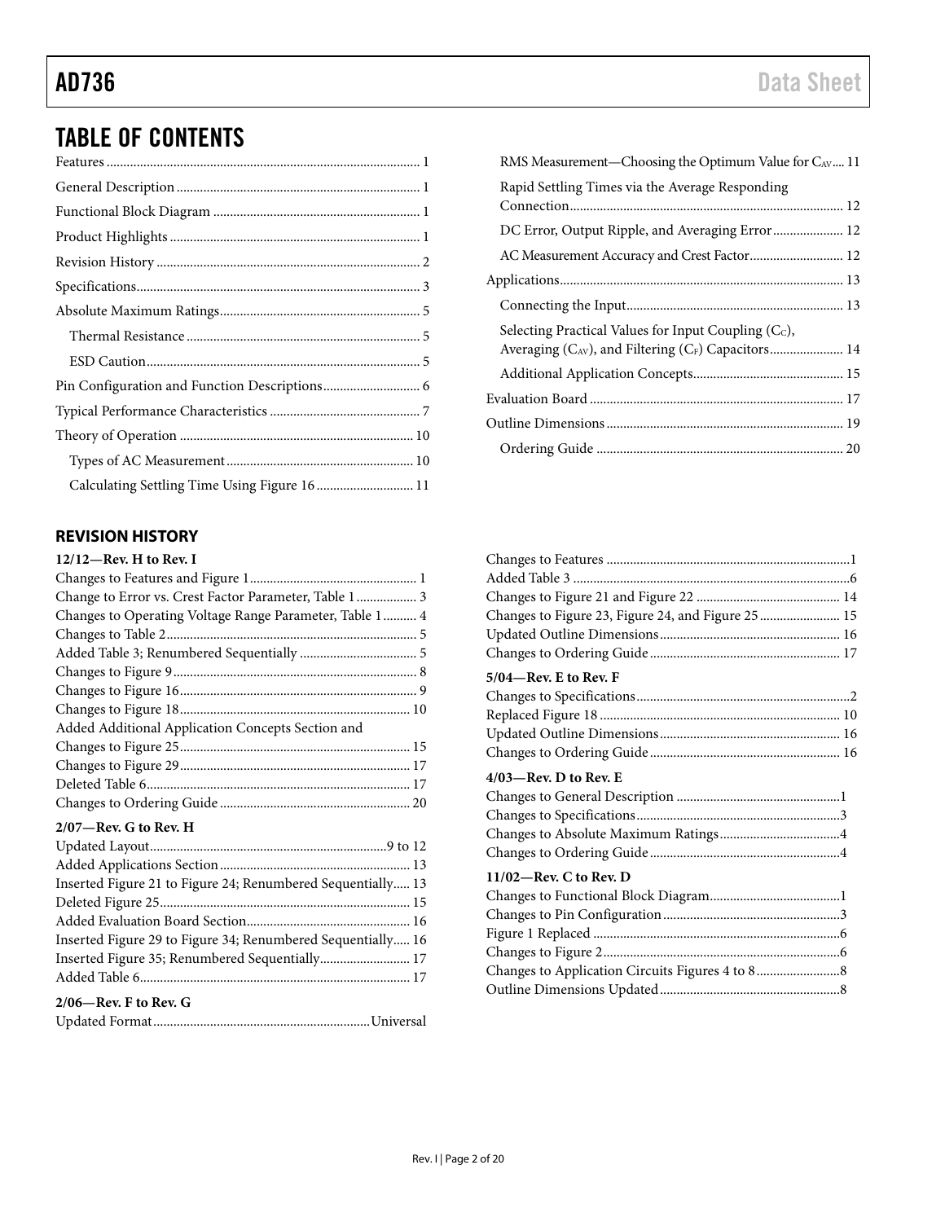# TABLE OF CONTENTS

Features ... 1
General Description ... 1
Functional Block Diagram ... 1
Product Highlights ... 1
Revision History ... 2
Specifications ... 3
Absolute Maximum Ratings ... 5
  Thermal Resistance ... 5
  ESD Caution ... 5
Pin Configuration and Function Descriptions ... 6
Typical Performance Characteristics ... 7
Theory of Operation ... 10
  Types of AC Measurement ... 10
  Calculating Settling Time Using Figure 16 ... 11
  RMS Measurement—Choosing the Optimum Value for $C_{AV}$ ... 11
  Rapid Settling Times via the Average Responding Connection ... 12
  DC Error, Output Ripple, and Averaging Error ... 12
  AC Measurement Accuracy and Crest Factor ... 12
Applications ... 13
  Connecting the Input ... 13
  Selecting Practical Values for Input Coupling ($C_C$), Averaging ($C_{AV}$), and Filtering ($C_F$) Capacitors ... 14
  Additional Application Concepts ... 15
Evaluation Board ... 17
Outline Dimensions ... 19
  Ordering Guide ... 20

## REVISION HISTORY

**12/12—Rev. H to Rev. I**

Changes to Features and Figure 1 ... 1
Change to Error vs. Crest Factor Parameter, Table 1 ... 3
Changes to Operating Voltage Range Parameter, Table 1 ... 4
Changes to Table 2 ... 5
Added Table 3; Renumbered Sequentially ... 5
Changes to Figure 9 ... 8
Changes to Figure 16 ... 9
Changes to Figure 18 ... 10
Added Additional Application Concepts Section and Changes to Figure 25 ... 15
Changes to Figure 29 ... 17
Deleted Table 6 ... 17
Changes to Ordering Guide ... 20

**2/07—Rev. G to Rev. H**

Updated Layout ... 9 to 12
Added Applications Section ... 13
Inserted Figure 21 to Figure 24; Renumbered Sequentially ... 13
Deleted Figure 25 ... 15
Added Evaluation Board Section ... 16
Inserted Figure 29 to Figure 34; Renumbered Sequentially ... 16
Inserted Figure 35; Renumbered Sequentially ... 17
Added Table 6 ... 17

**2/06—Rev. F to Rev. G**

Updated Format ... Universal
Changes to Features ... 1
Added Table 3 ... 6
Changes to Figure 21 and Figure 22 ... 14
Changes to Figure 23, Figure 24, and Figure 25 ... 15
Updated Outline Dimensions ... 16
Changes to Ordering Guide ... 17

**5/04—Rev. E to Rev. F**

Changes to Specifications ... 2
Replaced Figure 18 ... 10
Updated Outline Dimensions ... 16
Changes to Ordering Guide ... 16

**4/03—Rev. D to Rev. E**

Changes to General Description ... 1
Changes to Specifications ... 3
Changes to Absolute Maximum Ratings ... 4
Changes to Ordering Guide ... 4

**11/02—Rev. C to Rev. D**

Changes to Functional Block Diagram ... 1
Changes to Pin Configuration ... 3
Figure 1 Replaced ... 6
Changes to Figure 2 ... 6
Changes to Application Circuits Figures 4 to 8 ... 8
Outline Dimensions Updated ... 8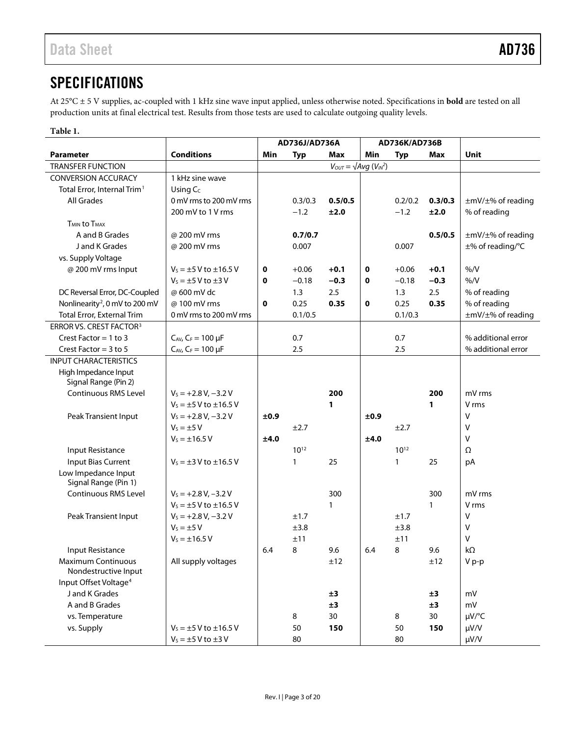## SPECIFICATIONS

At 25°C ± 5 V supplies, ac-coupled with 1 kHz sine wave input applied, unless otherwise noted. Specifications in **bold** are tested on all production units at final electrical test. Results from those tests are used to calculate outgoing quality levels.

**Table 1.**

| | | AD736J/AD736A | | | AD736K/AD736B | | | |
|---|---|---|---|---|---|---|---|---|
| **Parameter** | **Conditions** | **Min** | **Typ** | **Max** | **Min** | **Typ** | **Max** | **Unit** |
| TRANSFER FUNCTION | | | | $V_{OUT} = \sqrt{Avg\ (V_{IN}^2)}$ | | | | |
| CONVERSION ACCURACY | 1 kHz sine wave | | | | | | | |
| Total Error, Internal Trim[1] | Using $C_C$ | | | | | | | |
| All Grades | 0 mV rms to 200 mV rms | | 0.3/0.3 | **0.5/0.5** | | 0.2/0.2 | **0.3/0.3** | ±mV/±% of reading |
| | 200 mV to 1 V rms | | −1.2 | **±2.0** | | −1.2 | **±2.0** | % of reading |
| $T_{MIN}$ to $T_{MAX}$ | | | | | | | | |
| A and B Grades | @ 200 mV rms | | **0.7/0.7** | | | | **0.5/0.5** | ±mV/±% of reading |
| J and K Grades | @ 200 mV rms | | 0.007 | | | 0.007 | | ±% of reading/°C |
| vs. Supply Voltage | | | | | | | | |
| @ 200 mV rms Input | $V_S$ = ±5 V to ±16.5 V | **0** | +0.06 | **+0.1** | **0** | +0.06 | **+0.1** | %/V |
| | $V_S$ = ±5 V to ±3 V | **0** | −0.18 | **−0.3** | **0** | −0.18 | **−0.3** | %/V |
| DC Reversal Error, DC-Coupled | @ 600 mV dc | | 1.3 | 2.5 | | 1.3 | 2.5 | % of reading |
| Nonlinearity[2], 0 mV to 200 mV | @ 100 mV rms | **0** | 0.25 | **0.35** | **0** | 0.25 | **0.35** | % of reading |
| Total Error, External Trim | 0 mV rms to 200 mV rms | | 0.1/0.5 | | | 0.1/0.3 | | ±mV/±% of reading |
| ERROR VS. CREST FACTOR[3] | | | | | | | | |
| Crest Factor = 1 to 3 | $C_{AV}$, $C_F$ = 100 μF | | 0.7 | | | 0.7 | | % additional error |
| Crest Factor = 3 to 5 | $C_{AV}$, $C_F$ = 100 μF | | 2.5 | | | 2.5 | | % additional error |
| INPUT CHARACTERISTICS | | | | | | | | |
| High Impedance Input Signal Range (Pin 2) | | | | | | | | |
| Continuous RMS Level | $V_S$ = +2.8 V, −3.2 V | | | **200** | | | **200** | mV rms |
| | $V_S$ = ±5 V to ±16.5 V | | | **1** | | | **1** | V rms |
| Peak Transient Input | $V_S$ = +2.8 V, −3.2 V | **±0.9** | | | **±0.9** | | | V |
| | $V_S$ = ±5 V | | ±2.7 | | | ±2.7 | | V |
| | $V_S$ = ±16.5 V | **±4.0** | | | **±4.0** | | | V |
| Input Resistance | | | $10^{12}$ | | | $10^{12}$ | | Ω |
| Input Bias Current | $V_S$ = ±3 V to ±16.5 V | | 1 | 25 | | 1 | 25 | pA |
| Low Impedance Input Signal Range (Pin 1) | | | | | | | | |
| Continuous RMS Level | $V_S$ = +2.8 V, −3.2 V | | | 300 | | | 300 | mV rms |
| | $V_S$ = ±5 V to ±16.5 V | | | 1 | | | 1 | V rms |
| Peak Transient Input | $V_S$ = +2.8 V, −3.2 V | | ±1.7 | | | ±1.7 | | V |
| | $V_S$ = ±5 V | | ±3.8 | | | ±3.8 | | V |
| | $V_S$ = ±16.5 V | | ±11 | | | ±11 | | V |
| Input Resistance | | 6.4 | 8 | 9.6 | 6.4 | 8 | 9.6 | kΩ |
| Maximum Continuous Nondestructive Input | All supply voltages | | | ±12 | | | ±12 | V p-p |
| Input Offset Voltage[4] | | | | | | | | |
| J and K Grades | | | | **±3** | | | **±3** | mV |
| A and B Grades | | | | **±3** | | | **±3** | mV |
| vs. Temperature | | | 8 | 30 | | 8 | 30 | μV/°C |
| vs. Supply | $V_S$ = ±5 V to ±16.5 V | | 50 | **150** | | 50 | **150** | μV/V |
| | $V_S$ = ±5 V to ±3 V | | 80 | | | 80 | | μV/V |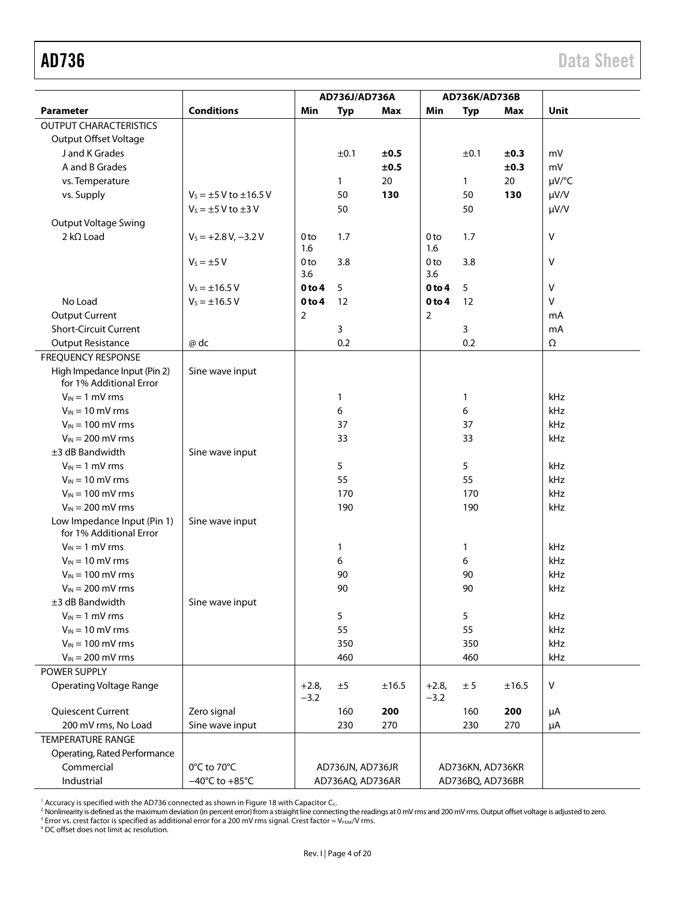| Parameter | Conditions | AD736J/AD736A | | | AD736K/AD736B | | | Unit |
|---|---|---|---|---|---|---|---|---|
| | | Min | Typ | Max | Min | Typ | Max | |
| OUTPUT CHARACTERISTICS | | | | | | | | |
| Output Offset Voltage | | | | | | | | |
| J and K Grades | | | ±0.1 | **±0.5** | | ±0.1 | **±0.3** | mV |
| A and B Grades | | | | **±0.5** | | | **±0.3** | mV |
| vs. Temperature | | | 1 | 20 | | 1 | 20 | µV/°C |
| vs. Supply | $V_S$ = ±5 V to ±16.5 V | | 50 | **130** | | 50 | **130** | µV/V |
| | $V_S$ = ±5 V to ±3 V | | 50 | | | 50 | | µV/V |
| Output Voltage Swing | | | | | | | | |
| 2 kΩ Load | $V_S$ = +2.8 V, −3.2 V | 0 to 1.6 | 1.7 | | 0 to 1.6 | 1.7 | | V |
| | $V_S$ = ±5 V | 0 to 3.6 | 3.8 | | 0 to 3.6 | 3.8 | | V |
| | $V_S$ = ±16.5 V | **0 to 4** | 5 | | **0 to 4** | 5 | | V |
| No Load | $V_S$ = ±16.5 V | **0 to 4** | 12 | | **0 to 4** | 12 | | V |
| Output Current | | 2 | | | 2 | | | mA |
| Short-Circuit Current | | | 3 | | | 3 | | mA |
| Output Resistance | @ dc | | 0.2 | | | 0.2 | | Ω |
| FREQUENCY RESPONSE | | | | | | | | |
| High Impedance Input (Pin 2) for 1% Additional Error | Sine wave input | | | | | | | |
| $V_{IN}$ = 1 mV rms | | | 1 | | | 1 | | kHz |
| $V_{IN}$ = 10 mV rms | | | 6 | | | 6 | | kHz |
| $V_{IN}$ = 100 mV rms | | | 37 | | | 37 | | kHz |
| $V_{IN}$ = 200 mV rms | | | 33 | | | 33 | | kHz |
| ±3 dB Bandwidth | Sine wave input | | | | | | | |
| $V_{IN}$ = 1 mV rms | | | 5 | | | 5 | | kHz |
| $V_{IN}$ = 10 mV rms | | | 55 | | | 55 | | kHz |
| $V_{IN}$ = 100 mV rms | | | 170 | | | 170 | | kHz |
| $V_{IN}$ = 200 mV rms | | | 190 | | | 190 | | kHz |
| Low Impedance Input (Pin 1) for 1% Additional Error | Sine wave input | | | | | | | |
| $V_{IN}$ = 1 mV rms | | | 1 | | | 1 | | kHz |
| $V_{IN}$ = 10 mV rms | | | 6 | | | 6 | | kHz |
| $V_{IN}$ = 100 mV rms | | | 90 | | | 90 | | kHz |
| $V_{IN}$ = 200 mV rms | | | 90 | | | 90 | | kHz |
| ±3 dB Bandwidth | Sine wave input | | | | | | | |
| $V_{IN}$ = 1 mV rms | | | 5 | | | 5 | | kHz |
| $V_{IN}$ = 10 mV rms | | | 55 | | | 55 | | kHz |
| $V_{IN}$ = 100 mV rms | | | 350 | | | 350 | | kHz |
| $V_{IN}$ = 200 mV rms | | | 460 | | | 460 | | kHz |
| POWER SUPPLY | | | | | | | | |
| Operating Voltage Range | | +2.8, −3.2 | ±5 | ±16.5 | +2.8, −3.2 | ± 5 | ±16.5 | V |
| Quiescent Current | Zero signal | | 160 | **200** | | 160 | **200** | µA |
| 200 mV rms, No Load | Sine wave input | | 230 | 270 | | 230 | 270 | µA |
| TEMPERATURE RANGE | | | | | | | | |
| Operating, Rated Performance | | | | | | | | |
| Commercial | 0°C to 70°C | AD736JN, AD736JR | | | AD736KN, AD736KR | | | |
| Industrial | −40°C to +85°C | AD736AQ, AD736AR | | | AD736BQ, AD736BR | | | |

[1] Accuracy is specified with the AD736 connected as shown in Figure 18 with Capacitor $C_C$.
[2] Nonlinearity is defined as the maximum deviation (in percent error) from a straight line connecting the readings at 0 mV rms and 200 mV rms. Output offset voltage is adjusted to zero.
[3] Error vs. crest factor is specified as additional error for a 200 mV rms signal. Crest factor = $V_{PEAK}$/V rms.
[4] DC offset does not limit ac resolution.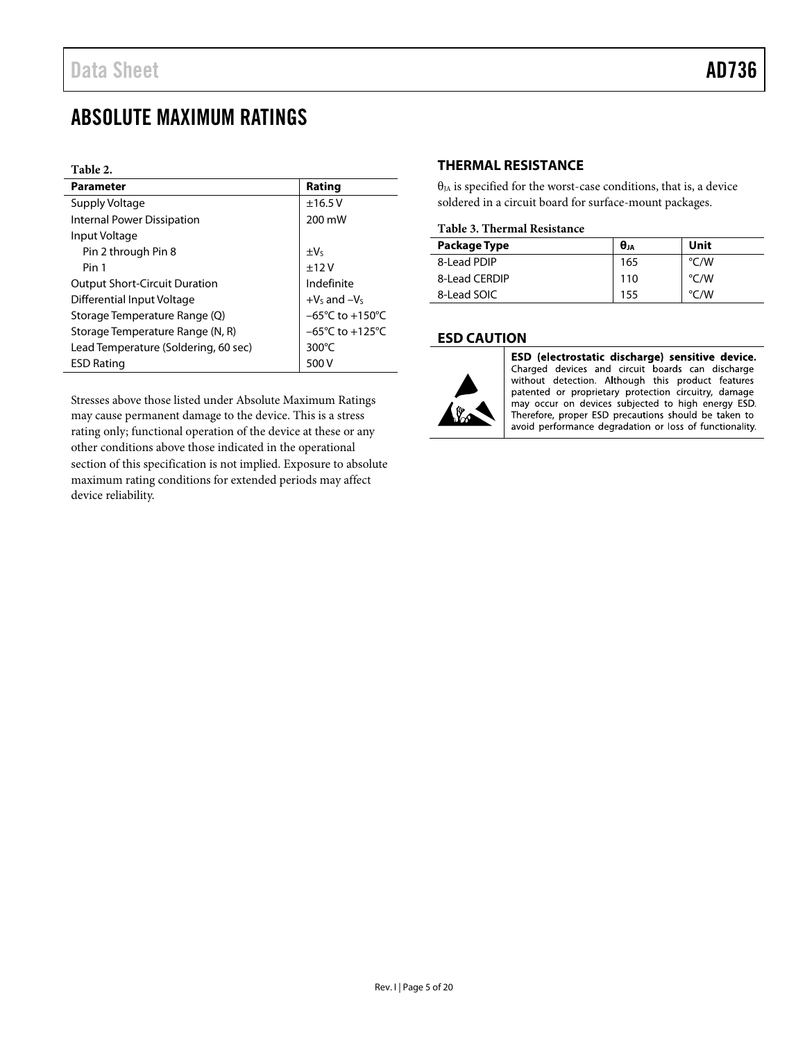# ABSOLUTE MAXIMUM RATINGS

**Table 2.**

| Parameter | Rating |
|---|---|
| Supply Voltage | ±16.5 V |
| Internal Power Dissipation | 200 mW |
| Input Voltage | |
| Pin 2 through Pin 8 | $\pm V_S$ |
| Pin 1 | ±12 V |
| Output Short-Circuit Duration | Indefinite |
| Differential Input Voltage | $+V_S$ and $-V_S$ |
| Storage Temperature Range (Q) | −65°C to +150°C |
| Storage Temperature Range (N, R) | −65°C to +125°C |
| Lead Temperature (Soldering, 60 sec) | 300°C |
| ESD Rating | 500 V |

Stresses above those listed under Absolute Maximum Ratings may cause permanent damage to the device. This is a stress rating only; functional operation of the device at these or any other conditions above those indicated in the operational section of this specification is not implied. Exposure to absolute maximum rating conditions for extended periods may affect device reliability.

## THERMAL RESISTANCE

$\theta_{JA}$ is specified for the worst-case conditions, that is, a device soldered in a circuit board for surface-mount packages.

**Table 3. Thermal Resistance**

| Package Type | $\theta_{JA}$ | Unit |
|---|---|---|
| 8-Lead PDIP | 165 | °C/W |
| 8-Lead CERDIP | 110 | °C/W |
| 8-Lead SOIC | 155 | °C/W |

## ESD CAUTION

**ESD (electrostatic discharge) sensitive device.** Charged devices and circuit boards can discharge without detection. Although this product features patented or proprietary protection circuitry, damage may occur on devices subjected to high energy ESD. Therefore, proper ESD precautions should be taken to avoid performance degradation or loss of functionality.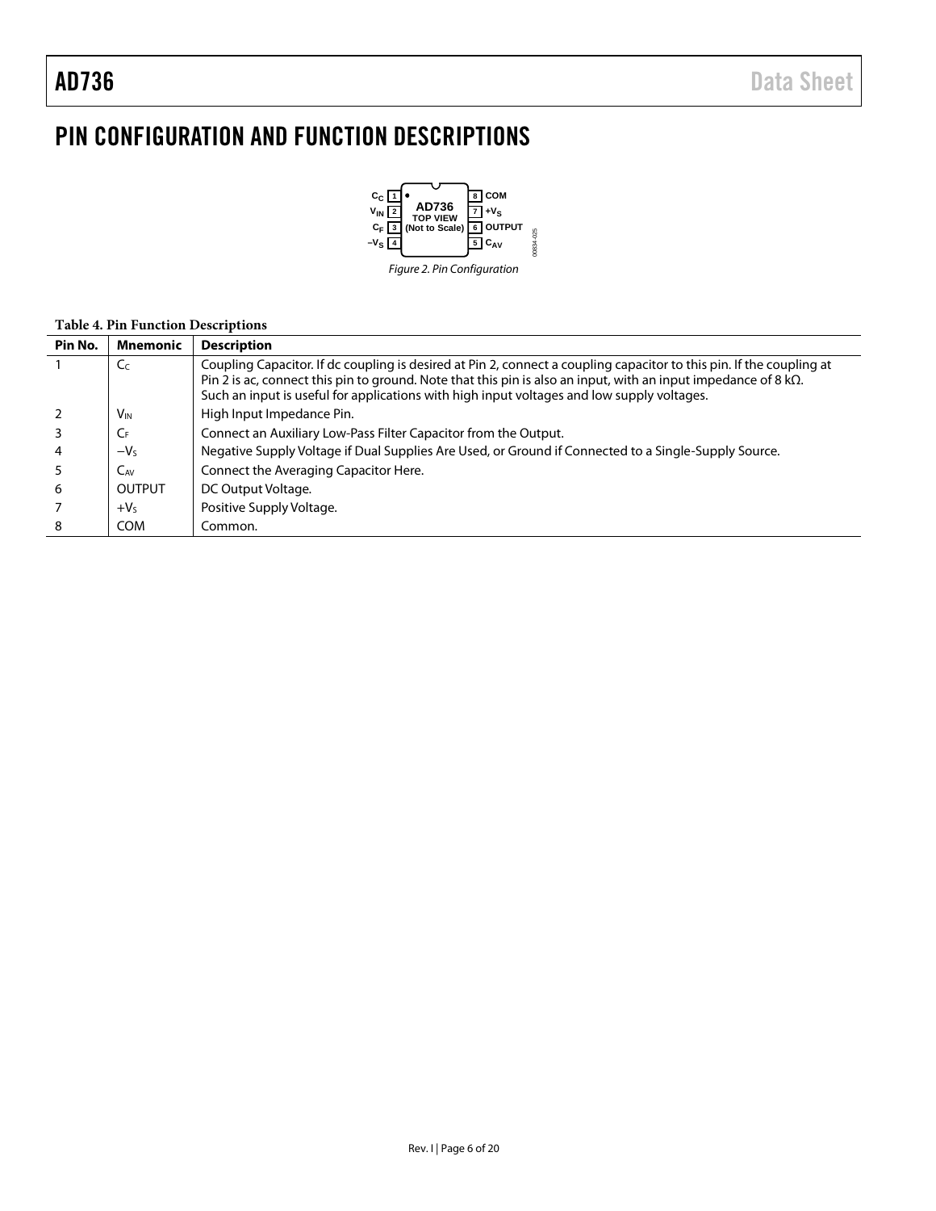# PIN CONFIGURATION AND FUNCTION DESCRIPTIONS

Figure 2. Pin Configuration

**Table 4. Pin Function Descriptions**

| Pin No. | Mnemonic | Description |
|---|---|---|
| 1 | $C_C$ | Coupling Capacitor. If dc coupling is desired at Pin 2, connect a coupling capacitor to this pin. If the coupling at Pin 2 is ac, connect this pin to ground. Note that this pin is also an input, with an input impedance of 8 kΩ. Such an input is useful for applications with high input voltages and low supply voltages. |
| 2 | $V_{IN}$ | High Input Impedance Pin. |
| 3 | $C_F$ | Connect an Auxiliary Low-Pass Filter Capacitor from the Output. |
| 4 | $-V_S$ | Negative Supply Voltage if Dual Supplies Are Used, or Ground if Connected to a Single-Supply Source. |
| 5 | $C_{AV}$ | Connect the Averaging Capacitor Here. |
| 6 | OUTPUT | DC Output Voltage. |
| 7 | $+V_S$ | Positive Supply Voltage. |
| 8 | COM | Common. |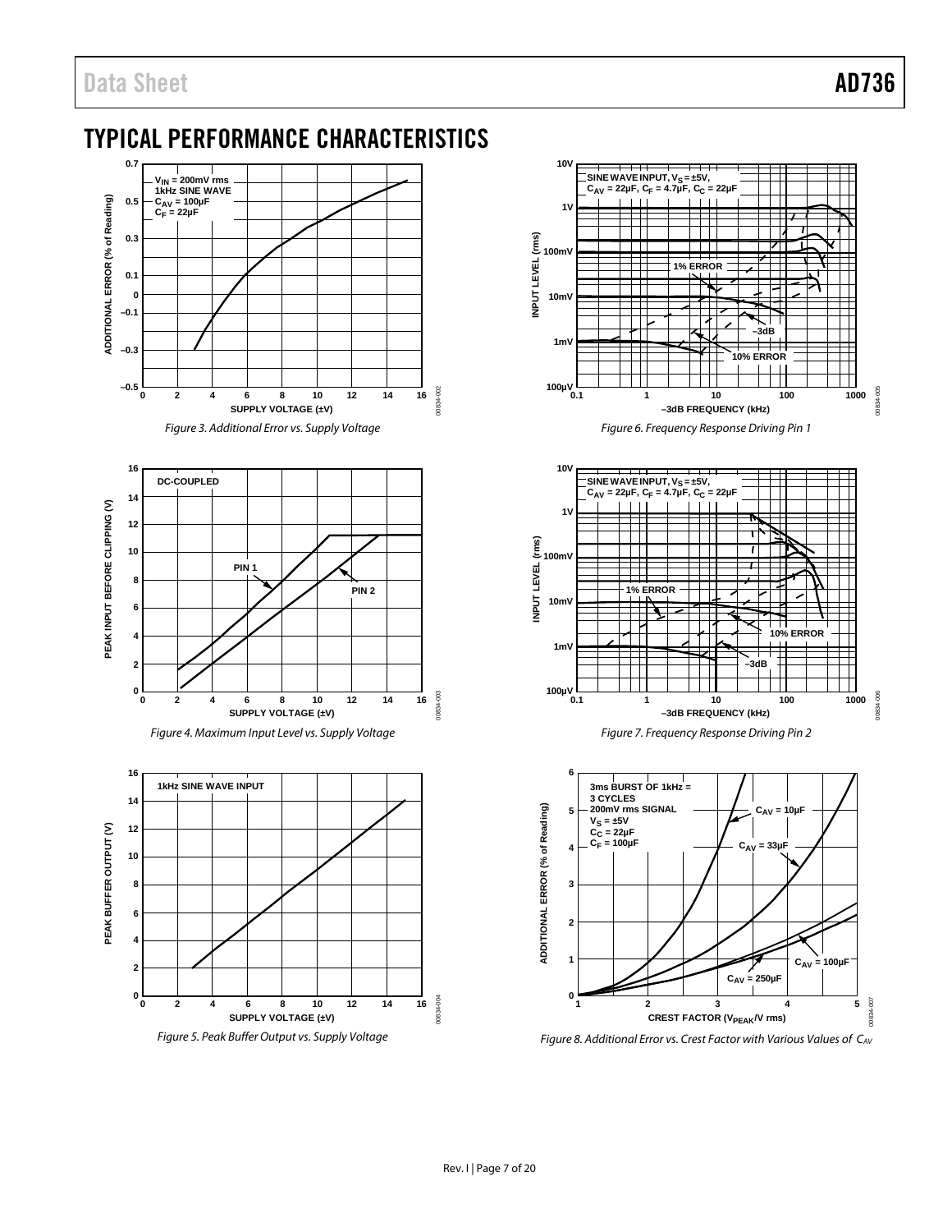## TYPICAL PERFORMANCE CHARACTERISTICS

Figure 3. Additional Error vs. Supply Voltage

Figure 4. Maximum Input Level vs. Supply Voltage

Figure 5. Peak Buffer Output vs. Supply Voltage

Figure 6. Frequency Response Driving Pin 1

Figure 7. Frequency Response Driving Pin 2

Figure 8. Additional Error vs. Crest Factor with Various Values of $C_{AV}$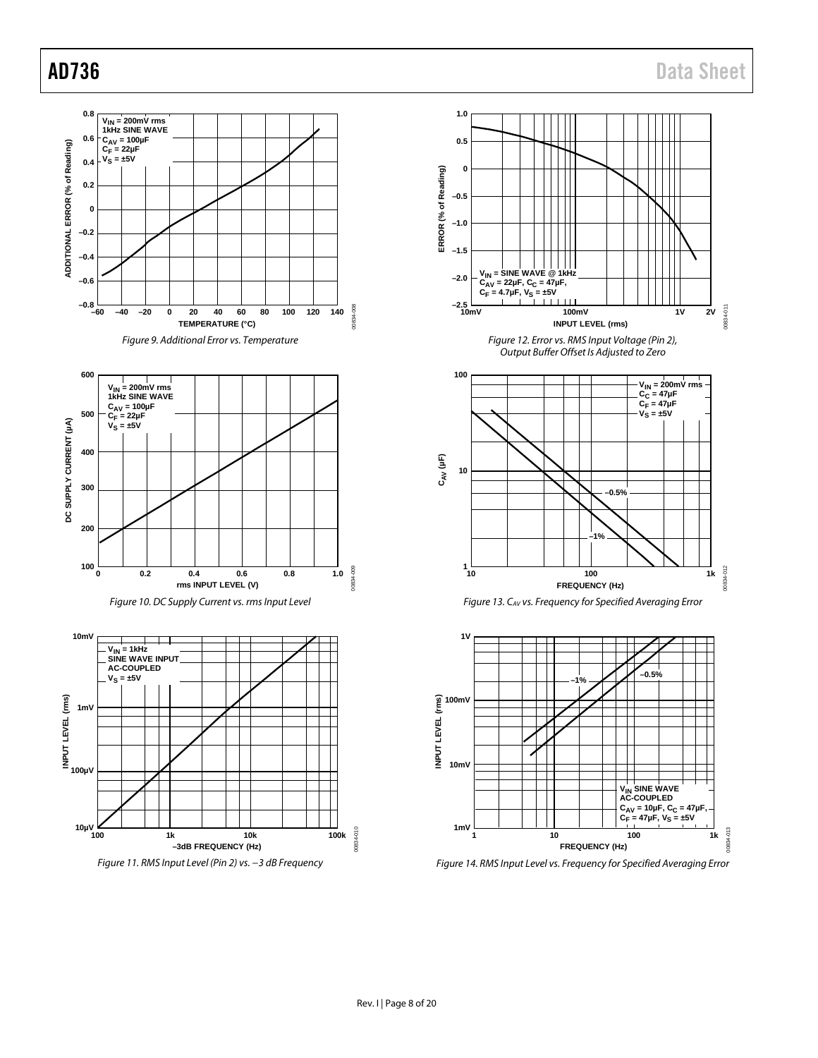Figure 9. Additional Error vs. Temperature

Figure 10. DC Supply Current vs. rms Input Level

Figure 11. RMS Input Level (Pin 2) vs. −3 dB Frequency

Figure 12. Error vs. RMS Input Voltage (Pin 2), Output Buffer Offset Is Adjusted to Zero

Figure 13. $C_{AV}$ vs. Frequency for Specified Averaging Error

Figure 14. RMS Input Level vs. Frequency for Specified Averaging Error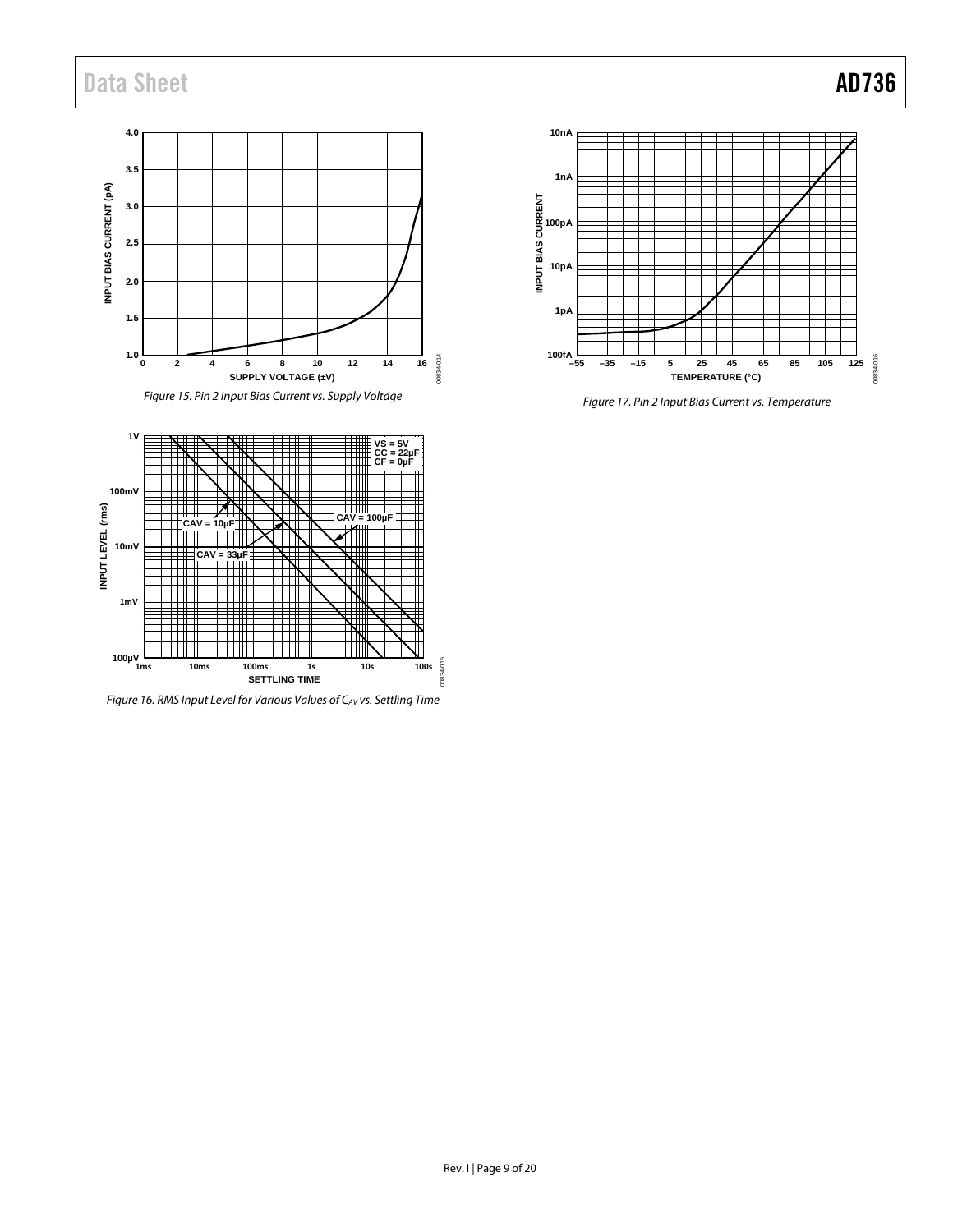Figure 15. Pin 2 Input Bias Current vs. Supply Voltage

Figure 16. RMS Input Level for Various Values of $C_{AV}$ vs. Settling Time

Figure 17. Pin 2 Input Bias Current vs. Temperature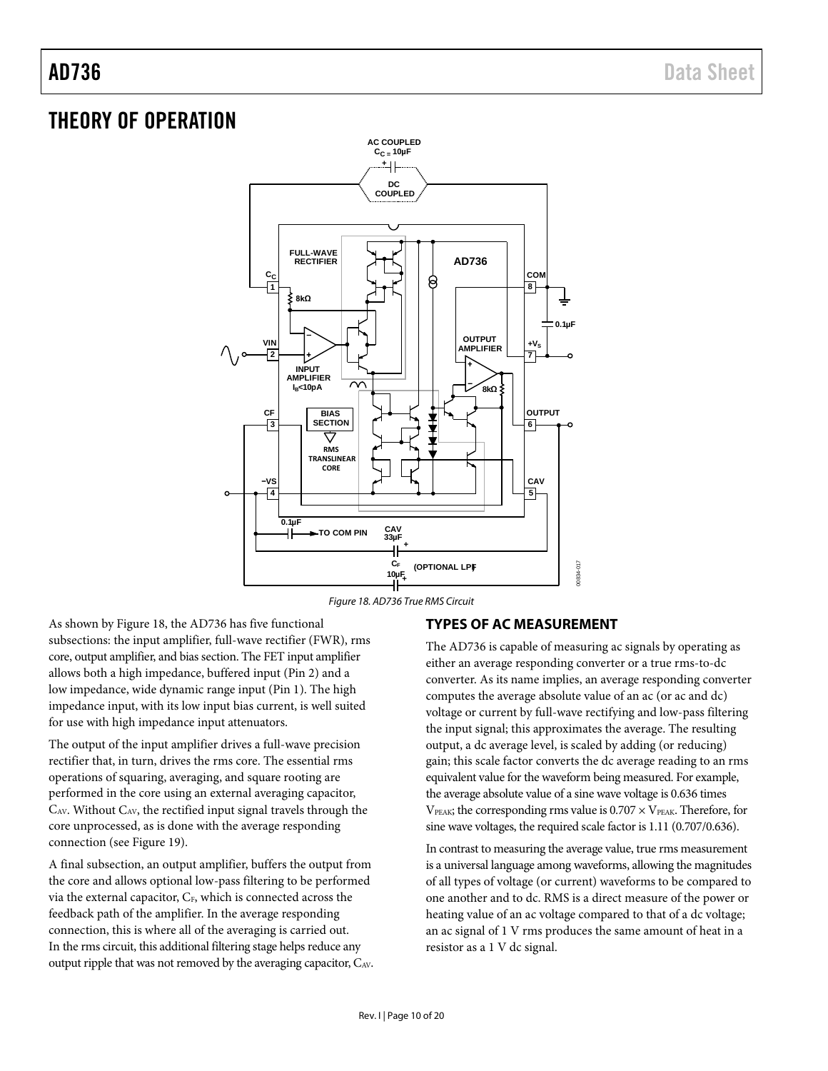# THEORY OF OPERATION

Figure 18. AD736 True RMS Circuit

As shown by Figure 18, the AD736 has five functional subsections: the input amplifier, full-wave rectifier (FWR), rms core, output amplifier, and bias section. The FET input amplifier allows both a high impedance, buffered input (Pin 2) and a low impedance, wide dynamic range input (Pin 1). The high impedance input, with its low input bias current, is well suited for use with high impedance input attenuators.

The output of the input amplifier drives a full-wave precision rectifier that, in turn, drives the rms core. The essential rms operations of squaring, averaging, and square rooting are performed in the core using an external averaging capacitor, $C_{AV}$. Without $C_{AV}$, the rectified input signal travels through the core unprocessed, as is done with the average responding connection (see Figure 19).

A final subsection, an output amplifier, buffers the output from the core and allows optional low-pass filtering to be performed via the external capacitor, $C_F$, which is connected across the feedback path of the amplifier. In the average responding connection, this is where all of the averaging is carried out. In the rms circuit, this additional filtering stage helps reduce any output ripple that was not removed by the averaging capacitor, $C_{AV}$.

## TYPES OF AC MEASUREMENT

The AD736 is capable of measuring ac signals by operating as either an average responding converter or a true rms-to-dc converter. As its name implies, an average responding converter computes the average absolute value of an ac (or ac and dc) voltage or current by full-wave rectifying and low-pass filtering the input signal; this approximates the average. The resulting output, a dc average level, is scaled by adding (or reducing) gain; this scale factor converts the dc average reading to an rms equivalent value for the waveform being measured. For example, the average absolute value of a sine wave voltage is 0.636 times $V_{PEAK}$; the corresponding rms value is $0.707 \times V_{PEAK}$. Therefore, for sine wave voltages, the required scale factor is 1.11 (0.707/0.636).

In contrast to measuring the average value, true rms measurement is a universal language among waveforms, allowing the magnitudes of all types of voltage (or current) waveforms to be compared to one another and to dc. RMS is a direct measure of the power or heating value of an ac voltage compared to that of a dc voltage; an ac signal of 1 V rms produces the same amount of heat in a resistor as a 1 V dc signal.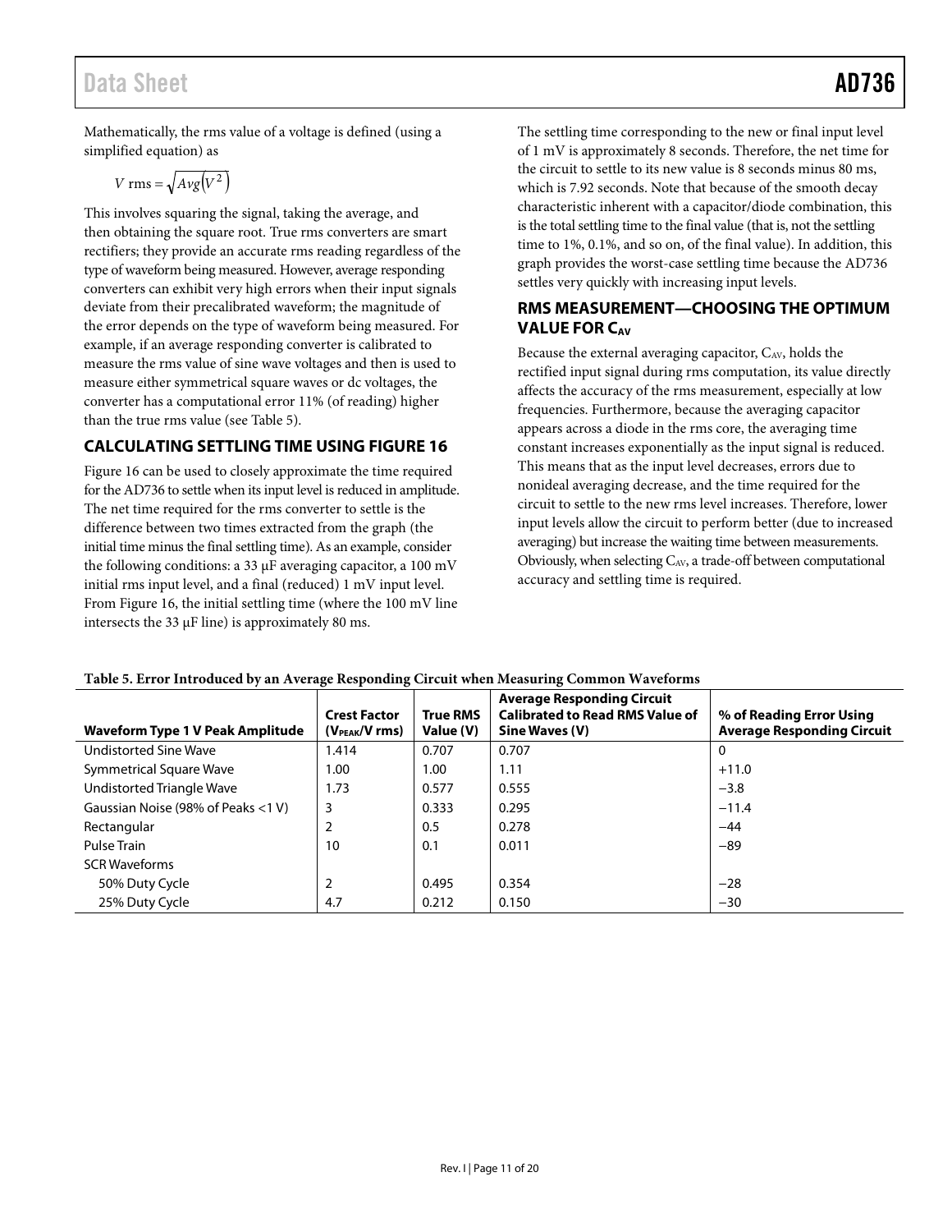Mathematically, the rms value of a voltage is defined (using a simplified equation) as

$$V\ \text{rms} = \sqrt{Avg\left(V^2\right)}$$

This involves squaring the signal, taking the average, and then obtaining the square root. True rms converters are smart rectifiers; they provide an accurate rms reading regardless of the type of waveform being measured. However, average responding converters can exhibit very high errors when their input signals deviate from their precalibrated waveform; the magnitude of the error depends on the type of waveform being measured. For example, if an average responding converter is calibrated to measure the rms value of sine wave voltages and then is used to measure either symmetrical square waves or dc voltages, the converter has a computational error 11% (of reading) higher than the true rms value (see Table 5).

## CALCULATING SETTLING TIME USING FIGURE 16

Figure 16 can be used to closely approximate the time required for the AD736 to settle when its input level is reduced in amplitude. The net time required for the rms converter to settle is the difference between two times extracted from the graph (the initial time minus the final settling time). As an example, consider the following conditions: a 33 µF averaging capacitor, a 100 mV initial rms input level, and a final (reduced) 1 mV input level. From Figure 16, the initial settling time (where the 100 mV line intersects the 33 µF line) is approximately 80 ms.

The settling time corresponding to the new or final input level of 1 mV is approximately 8 seconds. Therefore, the net time for the circuit to settle to its new value is 8 seconds minus 80 ms, which is 7.92 seconds. Note that because of the smooth decay characteristic inherent with a capacitor/diode combination, this is the total settling time to the final value (that is, not the settling time to 1%, 0.1%, and so on, of the final value). In addition, this graph provides the worst-case settling time because the AD736 settles very quickly with increasing input levels.

## RMS MEASUREMENT—CHOOSING THE OPTIMUM VALUE FOR $C_{AV}$

Because the external averaging capacitor, $C_{AV}$, holds the rectified input signal during rms computation, its value directly affects the accuracy of the rms measurement, especially at low frequencies. Furthermore, because the averaging capacitor appears across a diode in the rms core, the averaging time constant increases exponentially as the input signal is reduced. This means that as the input level decreases, errors due to nonideal averaging decrease, and the time required for the circuit to settle to the new rms level increases. Therefore, lower input levels allow the circuit to perform better (due to increased averaging) but increase the waiting time between measurements. Obviously, when selecting $C_{AV}$, a trade-off between computational accuracy and settling time is required.

**Table 5. Error Introduced by an Average Responding Circuit when Measuring Common Waveforms**

| Waveform Type 1 V Peak Amplitude | Crest Factor ($V_{PEAK}$/V rms) | True RMS Value (V) | Average Responding Circuit Calibrated to Read RMS Value of Sine Waves (V) | % of Reading Error Using Average Responding Circuit |
|---|---|---|---|---|
| Undistorted Sine Wave | 1.414 | 0.707 | 0.707 | 0 |
| Symmetrical Square Wave | 1.00 | 1.00 | 1.11 | +11.0 |
| Undistorted Triangle Wave | 1.73 | 0.577 | 0.555 | −3.8 |
| Gaussian Noise (98% of Peaks <1 V) | 3 | 0.333 | 0.295 | −11.4 |
| Rectangular | 2 | 0.5 | 0.278 | −44 |
| Pulse Train | 10 | 0.1 | 0.011 | −89 |
| SCR Waveforms | | | | |
| 50% Duty Cycle | 2 | 0.495 | 0.354 | −28 |
| 25% Duty Cycle | 4.7 | 0.212 | 0.150 | −30 |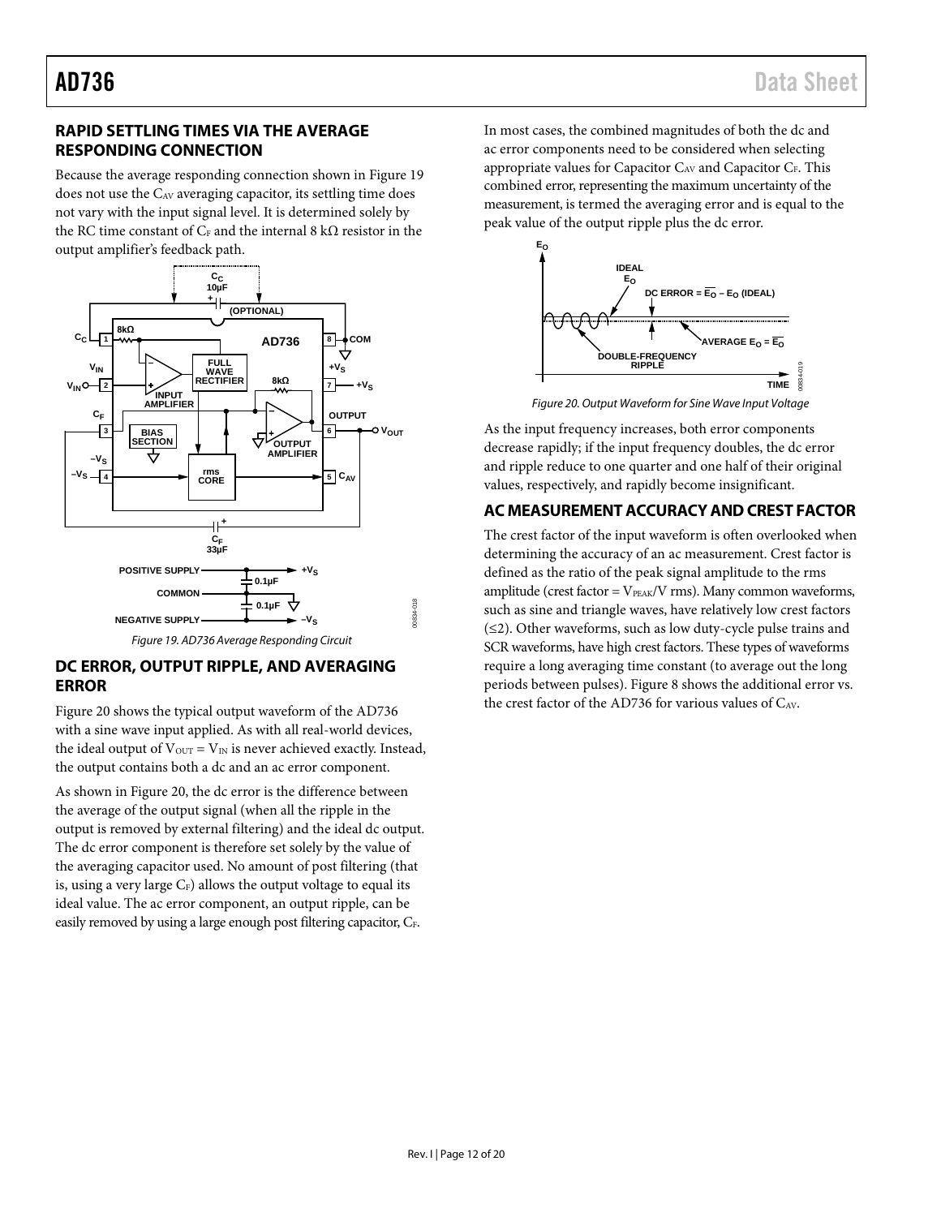## RAPID SETTLING TIMES VIA THE AVERAGE RESPONDING CONNECTION

Because the average responding connection shown in Figure 19 does not use the $C_{AV}$ averaging capacitor, its settling time does not vary with the input signal level. It is determined solely by the RC time constant of $C_F$ and the internal 8 kΩ resistor in the output amplifier's feedback path.

Figure 19. AD736 Average Responding Circuit

## DC ERROR, OUTPUT RIPPLE, AND AVERAGING ERROR

Figure 20 shows the typical output waveform of the AD736 with a sine wave input applied. As with all real-world devices, the ideal output of $V_{OUT} = V_{IN}$ is never achieved exactly. Instead, the output contains both a dc and an ac error component.

As shown in Figure 20, the dc error is the difference between the average of the output signal (when all the ripple in the output is removed by external filtering) and the ideal dc output. The dc error component is therefore set solely by the value of the averaging capacitor used. No amount of post filtering (that is, using a very large $C_F$) allows the output voltage to equal its ideal value. The ac error component, an output ripple, can be easily removed by using a large enough post filtering capacitor, $C_F$.

In most cases, the combined magnitudes of both the dc and ac error components need to be considered when selecting appropriate values for Capacitor $C_{AV}$ and Capacitor $C_F$. This combined error, representing the maximum uncertainty of the measurement, is termed the averaging error and is equal to the peak value of the output ripple plus the dc error.

Figure 20. Output Waveform for Sine Wave Input Voltage

As the input frequency increases, both error components decrease rapidly; if the input frequency doubles, the dc error and ripple reduce to one quarter and one half of their original values, respectively, and rapidly become insignificant.

## AC MEASUREMENT ACCURACY AND CREST FACTOR

The crest factor of the input waveform is often overlooked when determining the accuracy of an ac measurement. Crest factor is defined as the ratio of the peak signal amplitude to the rms amplitude (crest factor = $V_{PEAK}$/V rms). Many common waveforms, such as sine and triangle waves, have relatively low crest factors (≤2). Other waveforms, such as low duty-cycle pulse trains and SCR waveforms, have high crest factors. These types of waveforms require a long averaging time constant (to average out the long periods between pulses). Figure 8 shows the additional error vs. the crest factor of the AD736 for various values of $C_{AV}$.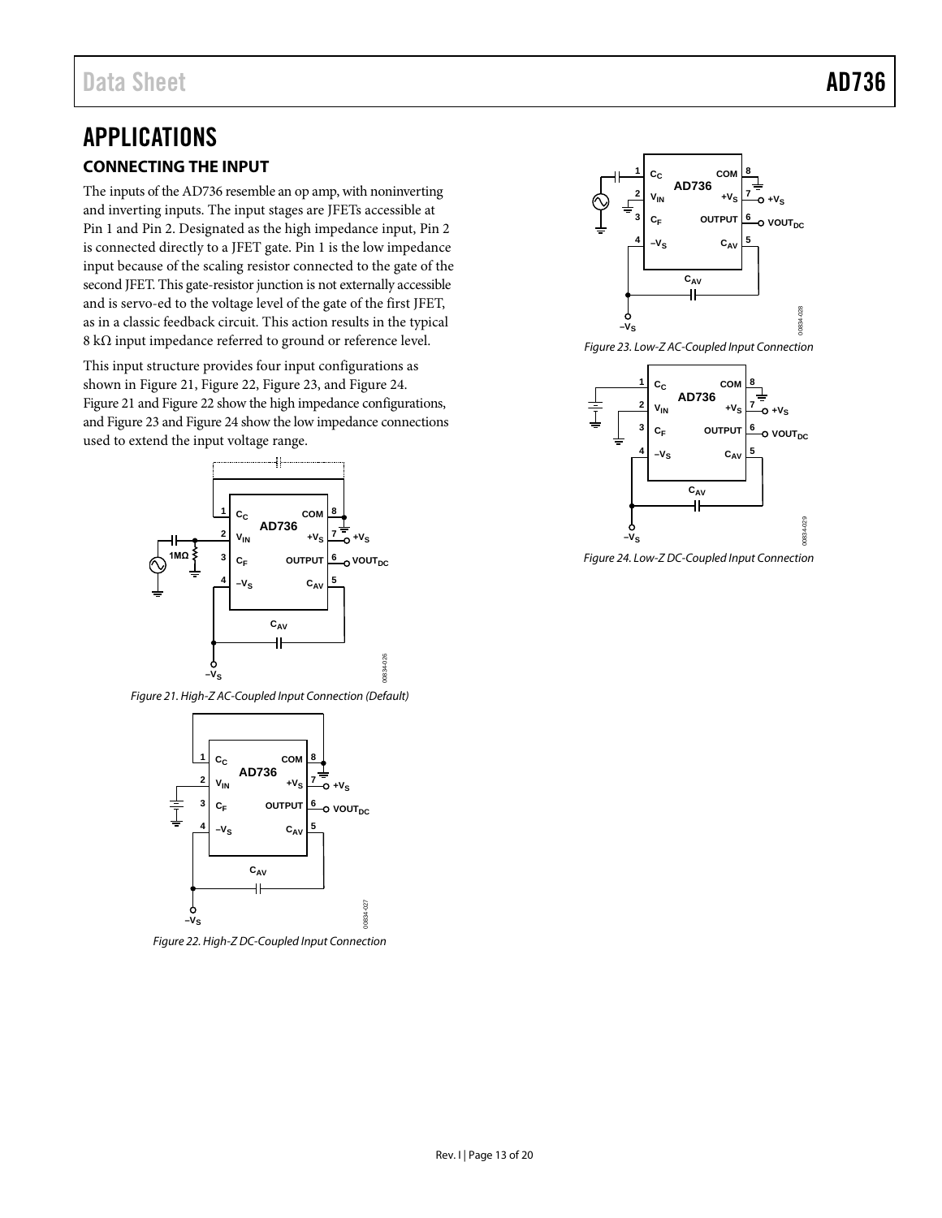# APPLICATIONS

## CONNECTING THE INPUT

The inputs of the AD736 resemble an op amp, with noninverting and inverting inputs. The input stages are JFETs accessible at Pin 1 and Pin 2. Designated as the high impedance input, Pin 2 is connected directly to a JFET gate. Pin 1 is the low impedance input because of the scaling resistor connected to the gate of the second JFET. This gate-resistor junction is not externally accessible and is servo-ed to the voltage level of the gate of the first JFET, as in a classic feedback circuit. This action results in the typical 8 kΩ input impedance referred to ground or reference level.

This input structure provides four input configurations as shown in Figure 21, Figure 22, Figure 23, and Figure 24. Figure 21 and Figure 22 show the high impedance configurations, and Figure 23 and Figure 24 show the low impedance connections used to extend the input voltage range.

Figure 21. High-Z AC-Coupled Input Connection (Default)

Figure 22. High-Z DC-Coupled Input Connection

Figure 23. Low-Z AC-Coupled Input Connection

Figure 24. Low-Z DC-Coupled Input Connection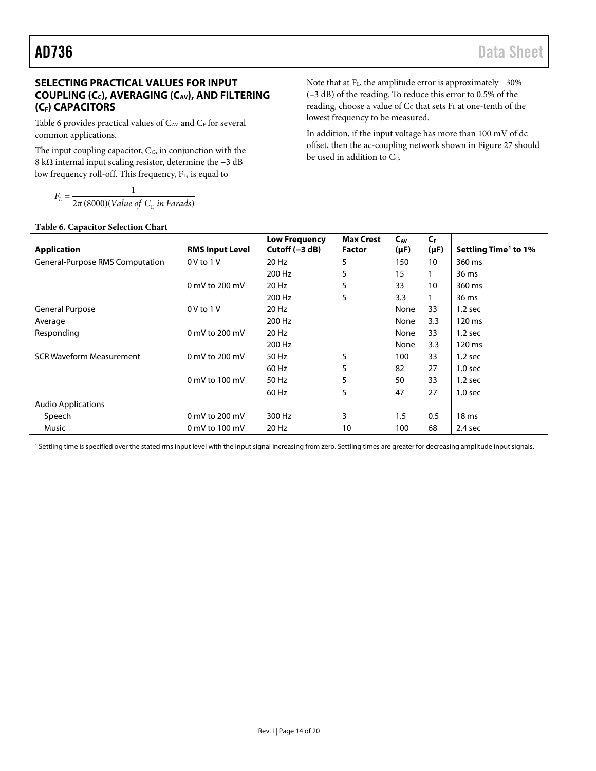## SELECTING PRACTICAL VALUES FOR INPUT COUPLING ($C_C$), AVERAGING ($C_{AV}$), AND FILTERING ($C_F$) CAPACITORS

Table 6 provides practical values of $C_{AV}$ and $C_F$ for several common applications.

The input coupling capacitor, $C_C$, in conjunction with the 8 kΩ internal input scaling resistor, determine the −3 dB low frequency roll-off. This frequency, $F_L$, is equal to

$$F_L = \frac{1}{2\pi(8000)(\textit{Value of } C_C \textit{ in Farads})}$$

Note that at $F_L$, the amplitude error is approximately −30% (−3 dB) of the reading. To reduce this error to 0.5% of the reading, choose a value of $C_C$ that sets $F_L$ at one-tenth of the lowest frequency to be measured.

In addition, if the input voltage has more than 100 mV of dc offset, then the ac-coupling network shown in Figure 27 should be used in addition to $C_C$.

**Table 6. Capacitor Selection Chart**

| Application | RMS Input Level | Low Frequency Cutoff (−3 dB) | Max Crest Factor | $C_{AV}$ (μF) | $C_F$ (μF) | Settling Time[1] to 1% |
|---|---|---|---|---|---|---|
| General-Purpose RMS Computation | 0 V to 1 V | 20 Hz | 5 | 150 | 10 | 360 ms |
| | | 200 Hz | 5 | 15 | 1 | 36 ms |
| | 0 mV to 200 mV | 20 Hz | 5 | 33 | 10 | 360 ms |
| | | 200 Hz | 5 | 3.3 | 1 | 36 ms |
| General Purpose | 0 V to 1 V | 20 Hz | | None | 33 | 1.2 sec |
| Average | | 200 Hz | | None | 3.3 | 120 ms |
| Responding | 0 mV to 200 mV | 20 Hz | | None | 33 | 1.2 sec |
| | | 200 Hz | | None | 3.3 | 120 ms |
| SCR Waveform Measurement | 0 mV to 200 mV | 50 Hz | 5 | 100 | 33 | 1.2 sec |
| | | 60 Hz | 5 | 82 | 27 | 1.0 sec |
| | 0 mV to 100 mV | 50 Hz | 5 | 50 | 33 | 1.2 sec |
| | | 60 Hz | 5 | 47 | 27 | 1.0 sec |
| Audio Applications | | | | | | |
| Speech | 0 mV to 200 mV | 300 Hz | 3 | 1.5 | 0.5 | 18 ms |
| Music | 0 mV to 100 mV | 20 Hz | 10 | 100 | 68 | 2.4 sec |

[1] Settling time is specified over the stated rms input level with the input signal increasing from zero. Settling times are greater for decreasing amplitude input signals.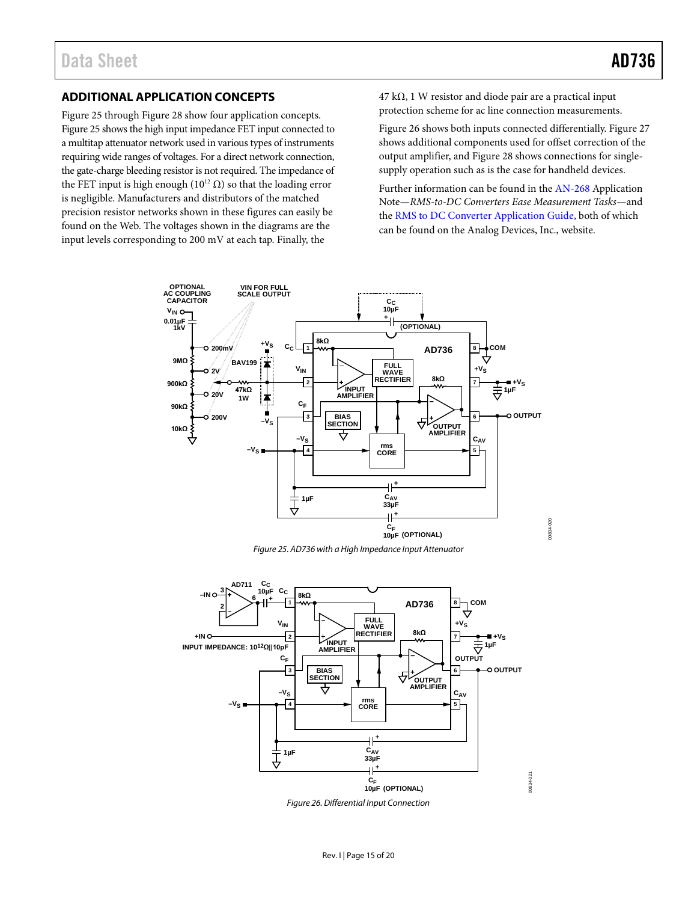## ADDITIONAL APPLICATION CONCEPTS

Figure 25 through Figure 28 show four application concepts. Figure 25 shows the high input impedance FET input connected to a multitap attenuator network used in various types of instruments requiring wide ranges of voltages. For a direct network connection, the gate-charge bleeding resistor is not required. The impedance of the FET input is high enough ($10^{12}$ Ω) so that the loading error is negligible. Manufacturers and distributors of the matched precision resistor networks shown in these figures can easily be found on the Web. The voltages shown in the diagrams are the input levels corresponding to 200 mV at each tap. Finally, the 47 kΩ, 1 W resistor and diode pair are a practical input protection scheme for ac line connection measurements.

Figure 26 shows both inputs connected differentially. Figure 27 shows additional components used for offset correction of the output amplifier, and Figure 28 shows connections for single-supply operation such as is the case for handheld devices.

Further information can be found in the AN-268 Application Note—*RMS-to-DC Converters Ease Measurement Tasks*—and the RMS to DC Converter Application Guide, both of which can be found on the Analog Devices, Inc., website.

*Figure 25. AD736 with a High Impedance Input Attenuator*

*Figure 26. Differential Input Connection*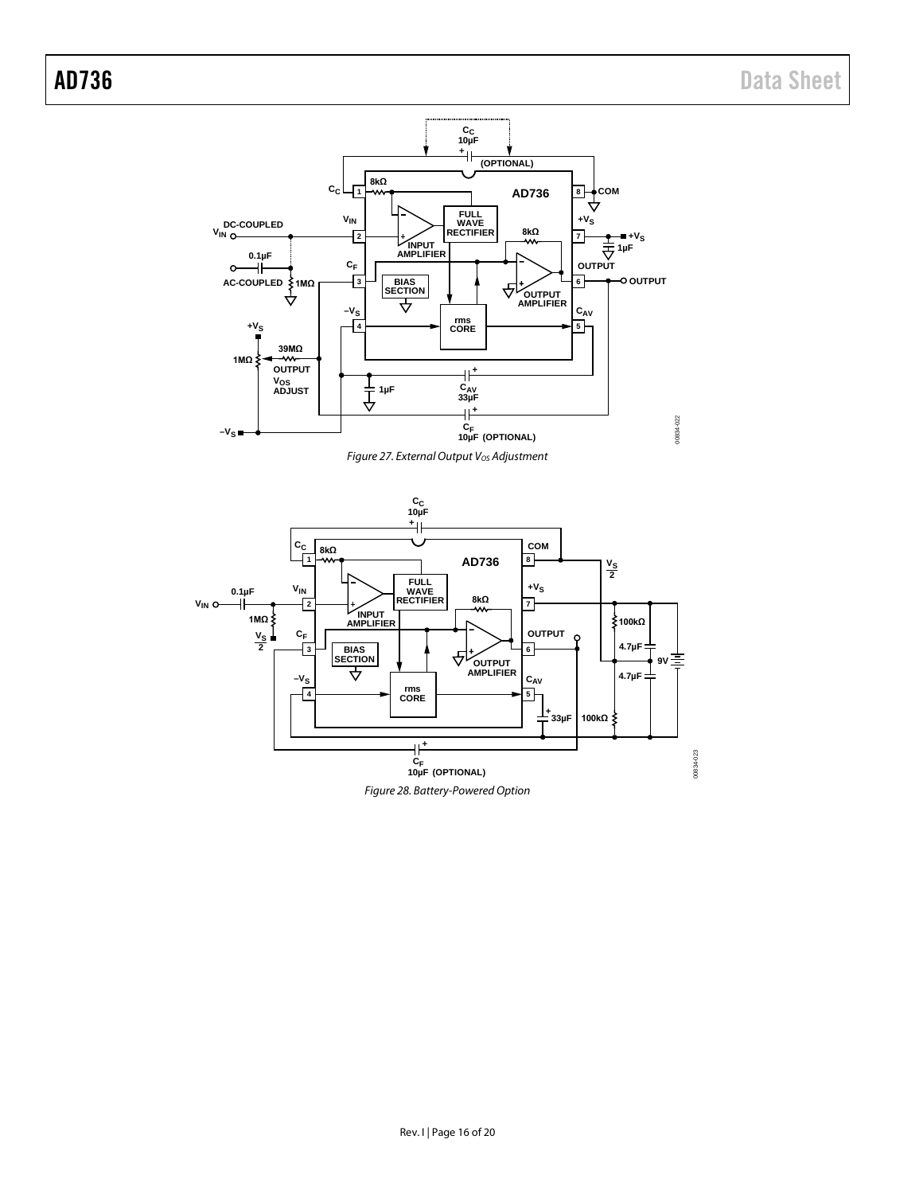Figure 27. External Output $V_{OS}$ Adjustment

Figure 28. Battery-Powered Option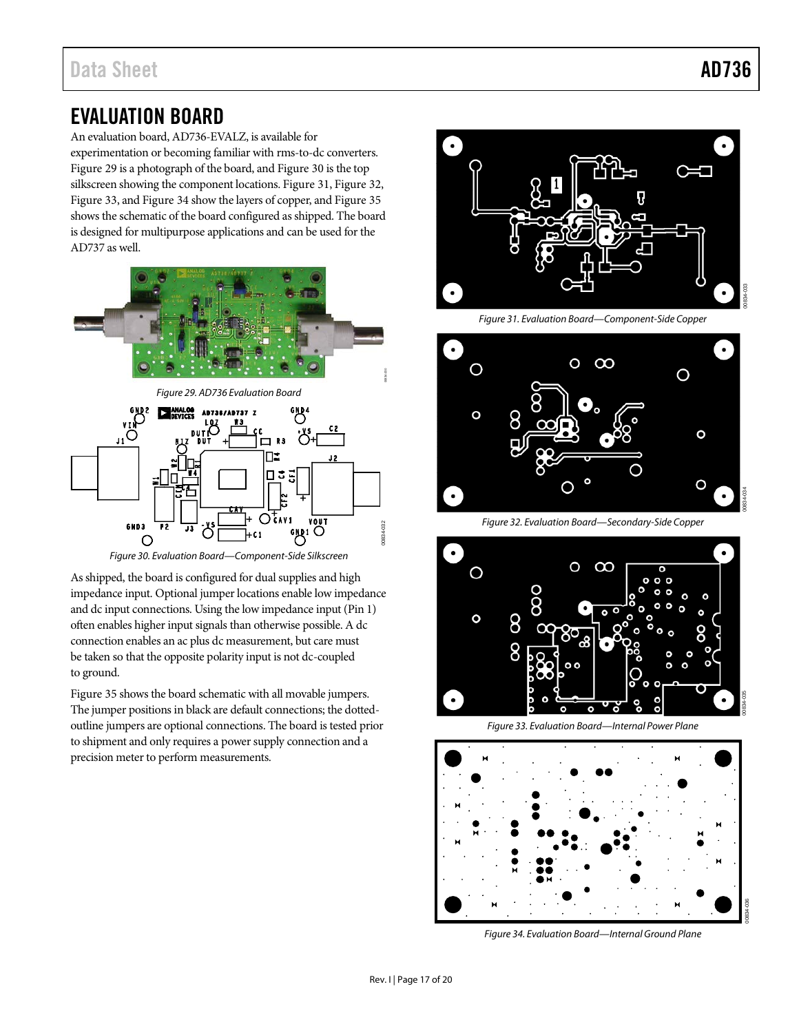## EVALUATION BOARD

An evaluation board, AD736-EVALZ, is available for experimentation or becoming familiar with rms-to-dc converters. Figure 29 is a photograph of the board, and Figure 30 is the top silkscreen showing the component locations. Figure 31, Figure 32, Figure 33, and Figure 34 show the layers of copper, and Figure 35 shows the schematic of the board configured as shipped. The board is designed for multipurpose applications and can be used for the AD737 as well.

*Figure 29. AD736 Evaluation Board*

*Figure 30. Evaluation Board—Component-Side Silkscreen*

As shipped, the board is configured for dual supplies and high impedance input. Optional jumper locations enable low impedance and dc input connections. Using the low impedance input (Pin 1) often enables higher input signals than otherwise possible. A dc connection enables an ac plus dc measurement, but care must be taken so that the opposite polarity input is not dc-coupled to ground.

Figure 35 shows the board schematic with all movable jumpers. The jumper positions in black are default connections; the dotted-outline jumpers are optional connections. The board is tested prior to shipment and only requires a power supply connection and a precision meter to perform measurements.

*Figure 31. Evaluation Board—Component-Side Copper*

*Figure 32. Evaluation Board—Secondary-Side Copper*

*Figure 33. Evaluation Board—Internal Power Plane*

*Figure 34. Evaluation Board—Internal Ground Plane*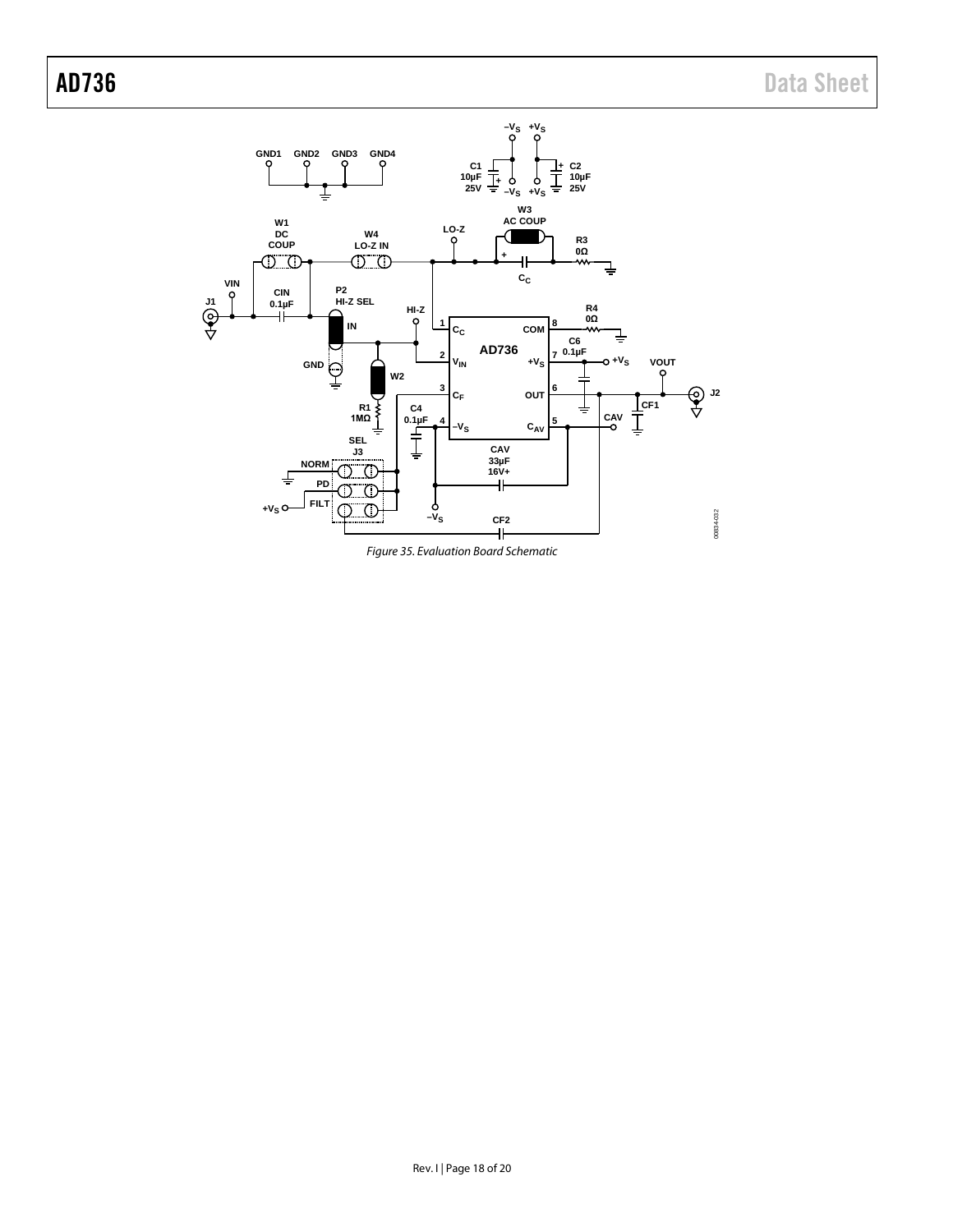Figure 35. Evaluation Board Schematic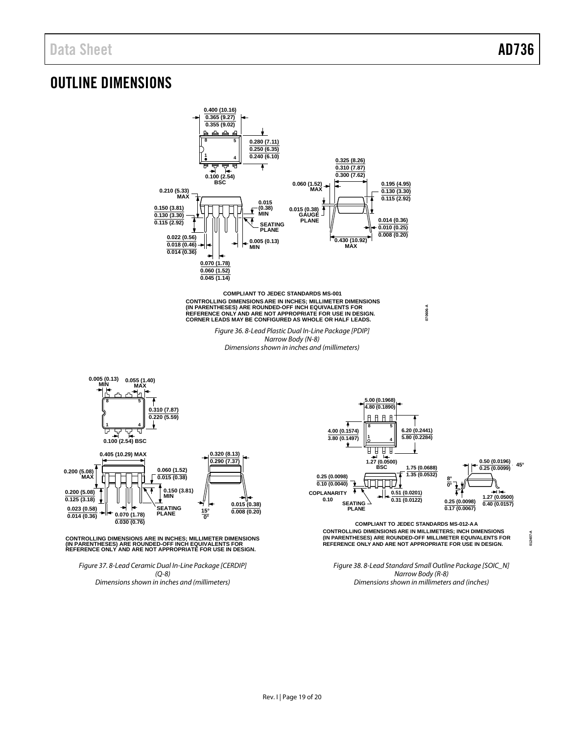## OUTLINE DIMENSIONS

0.400 (10.16)
0.365 (9.27)
0.355 (9.02)

0.280 (7.11)
0.250 (6.35)
0.240 (6.10)

0.100 (2.54) BSC

0.325 (8.26)
0.310 (7.87)
0.300 (7.62)

0.060 (1.52) MAX

0.195 (4.95)
0.130 (3.30)
0.115 (2.92)

0.210 (5.33) MAX

0.150 (3.81)
0.130 (3.30)
0.115 (2.92)

0.015 (0.38) MIN

0.015 (0.38) GAUGE PLANE

SEATING PLANE

0.014 (0.36)
0.010 (0.25)
0.008 (0.20)

0.022 (0.56)
0.018 (0.46)
0.014 (0.36)

0.005 (0.13) MIN

0.430 (10.92) MAX

0.070 (1.78)
0.060 (1.52)
0.045 (1.14)

COMPLIANT TO JEDEC STANDARDS MS-001
CONTROLLING DIMENSIONS ARE IN INCHES; MILLIMETER DIMENSIONS (IN PARENTHESES) ARE ROUNDED-OFF INCH EQUIVALENTS FOR REFERENCE ONLY AND ARE NOT APPROPRIATE FOR USE IN DESIGN.
CORNER LEADS MAY BE CONFIGURED AS WHOLE OR HALF LEADS.

070606-A

*Figure 36. 8-Lead Plastic Dual In-Line Package [PDIP]*
*Narrow Body (N-8)*
*Dimensions shown in inches and (millimeters)*

0.005 (0.13) MIN
0.055 (1.40) MAX

0.310 (7.87)
0.220 (5.59)

0.100 (2.54) BSC

0.405 (10.29) MAX

0.320 (8.13)
0.290 (7.37)

0.200 (5.08) MAX

0.060 (1.52)
0.015 (0.38)

0.200 (5.08)
0.125 (3.18)

0.150 (3.81) MIN

0.023 (0.58)
0.014 (0.36)

0.070 (1.78)
0.030 (0.76)

SEATING PLANE

15°
0°

0.015 (0.38)
0.008 (0.20)

CONTROLLING DIMENSIONS ARE IN INCHES; MILLIMETER DIMENSIONS (IN PARENTHESES) ARE ROUNDED-OFF INCH EQUIVALENTS FOR REFERENCE ONLY AND ARE NOT APPROPRIATE FOR USE IN DESIGN.

*Figure 37. 8-Lead Ceramic Dual In-Line Package [CERDIP]*
*(Q-8)*
*Dimensions shown in inches and (millimeters)*

5.00 (0.1968)
4.80 (0.1890)

4.00 (0.1574)
3.80 (0.1497)

6.20 (0.2441)
5.80 (0.2284)

1.27 (0.0500) BSC

1.75 (0.0688)
1.35 (0.0532)

0.50 (0.0196)
0.25 (0.0099)

45°

0.25 (0.0098)
0.10 (0.0040)

8°
0°

COPLANARITY 0.10

0.51 (0.0201)
0.31 (0.0122)

SEATING PLANE

0.25 (0.0098)
0.17 (0.0067)

1.27 (0.0500)
0.40 (0.0157)

COMPLIANT TO JEDEC STANDARDS MS-012-AA
CONTROLLING DIMENSIONS ARE IN MILLIMETERS; INCH DIMENSIONS (IN PARENTHESES) ARE ROUNDED-OFF MILLIMETER EQUIVALENTS FOR REFERENCE ONLY AND ARE NOT APPROPRIATE FOR USE IN DESIGN.

012407-A

*Figure 38. 8-Lead Standard Small Outline Package [SOIC_N]*
*Narrow Body (R-8)*
*Dimensions shown in millimeters and (inches)*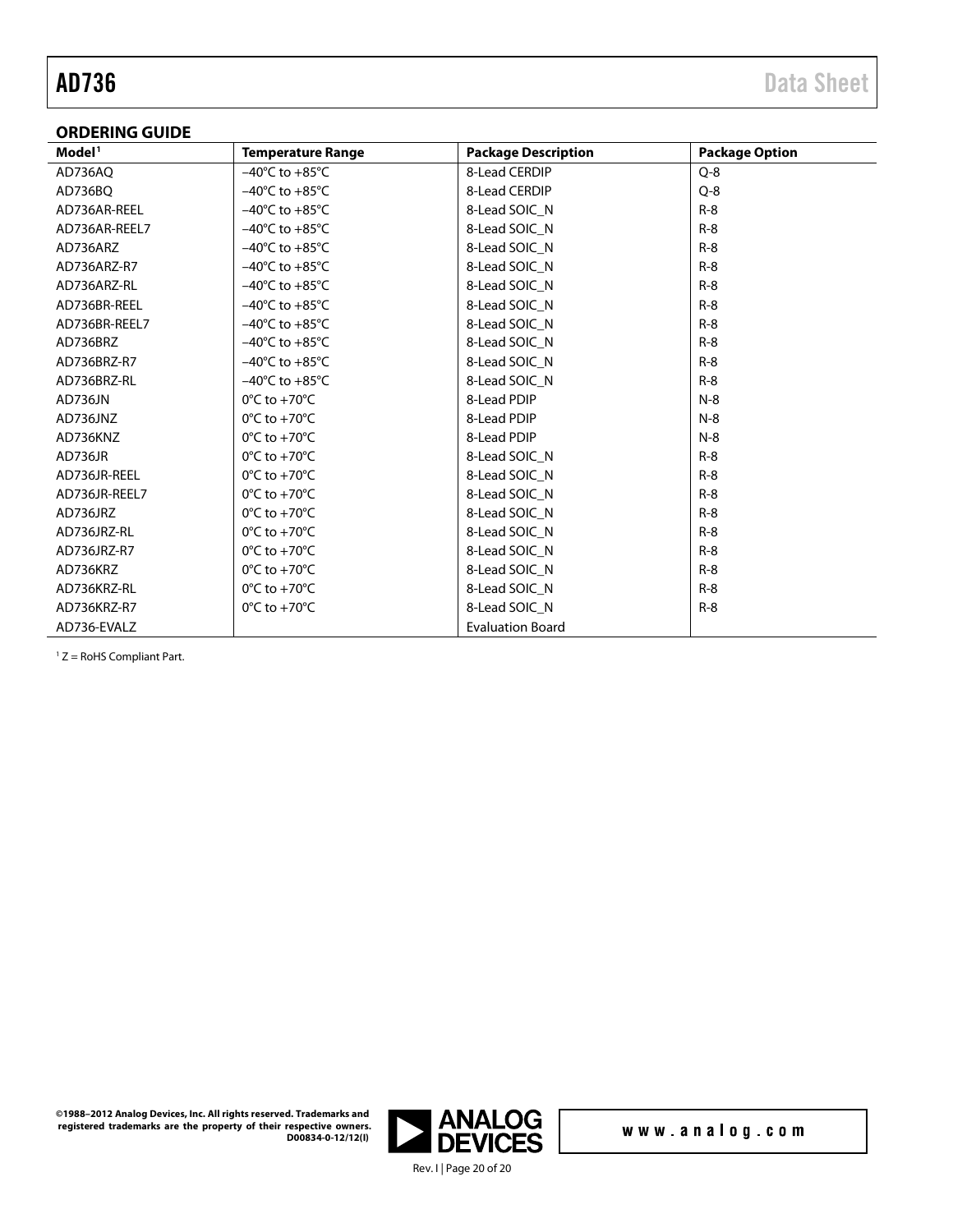## ORDERING GUIDE

| Model[1] | Temperature Range | Package Description | Package Option |
|---|---|---|---|
| AD736AQ | −40°C to +85°C | 8-Lead CERDIP | Q-8 |
| AD736BQ | −40°C to +85°C | 8-Lead CERDIP | Q-8 |
| AD736AR-REEL | −40°C to +85°C | 8-Lead SOIC_N | R-8 |
| AD736AR-REEL7 | −40°C to +85°C | 8-Lead SOIC_N | R-8 |
| AD736ARZ | −40°C to +85°C | 8-Lead SOIC_N | R-8 |
| AD736ARZ-R7 | −40°C to +85°C | 8-Lead SOIC_N | R-8 |
| AD736ARZ-RL | −40°C to +85°C | 8-Lead SOIC_N | R-8 |
| AD736BR-REEL | −40°C to +85°C | 8-Lead SOIC_N | R-8 |
| AD736BR-REEL7 | −40°C to +85°C | 8-Lead SOIC_N | R-8 |
| AD736BRZ | −40°C to +85°C | 8-Lead SOIC_N | R-8 |
| AD736BRZ-R7 | −40°C to +85°C | 8-Lead SOIC_N | R-8 |
| AD736BRZ-RL | −40°C to +85°C | 8-Lead SOIC_N | R-8 |
| AD736JN | 0°C to +70°C | 8-Lead PDIP | N-8 |
| AD736JNZ | 0°C to +70°C | 8-Lead PDIP | N-8 |
| AD736KNZ | 0°C to +70°C | 8-Lead PDIP | N-8 |
| AD736JR | 0°C to +70°C | 8-Lead SOIC_N | R-8 |
| AD736JR-REEL | 0°C to +70°C | 8-Lead SOIC_N | R-8 |
| AD736JR-REEL7 | 0°C to +70°C | 8-Lead SOIC_N | R-8 |
| AD736JRZ | 0°C to +70°C | 8-Lead SOIC_N | R-8 |
| AD736JRZ-RL | 0°C to +70°C | 8-Lead SOIC_N | R-8 |
| AD736JRZ-R7 | 0°C to +70°C | 8-Lead SOIC_N | R-8 |
| AD736KRZ | 0°C to +70°C | 8-Lead SOIC_N | R-8 |
| AD736KRZ-RL | 0°C to +70°C | 8-Lead SOIC_N | R-8 |
| AD736KRZ-R7 | 0°C to +70°C | 8-Lead SOIC_N | R-8 |
| AD736-EVALZ | | Evaluation Board | |

[1] Z = RoHS Compliant Part.

©1988–2012 Analog Devices, Inc. All rights reserved. Trademarks and registered trademarks are the property of their respective owners. D00834-0-12/12(I)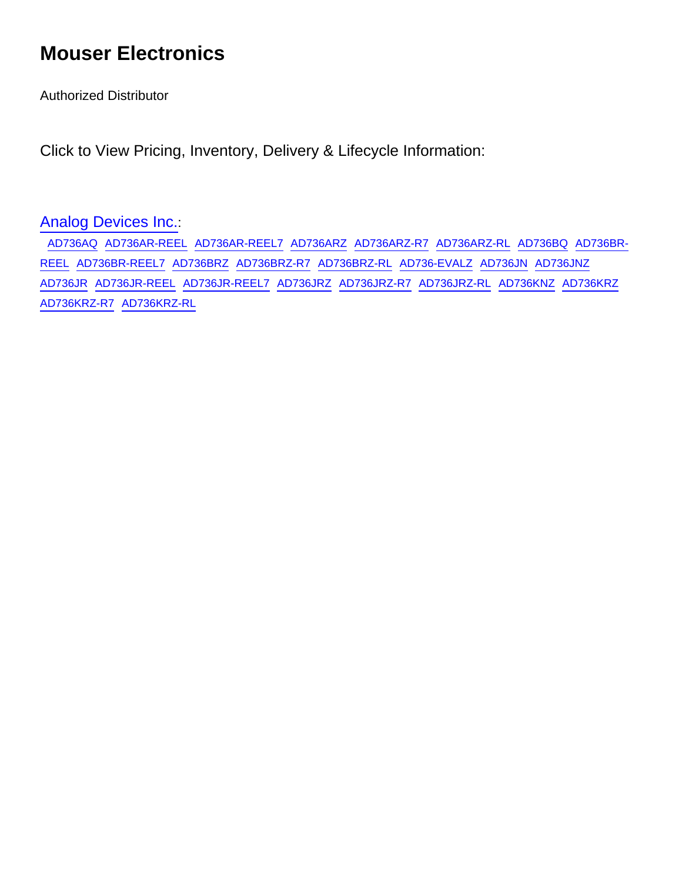# Mouser Electronics

Authorized Distributor

Click to View Pricing, Inventory, Delivery & Lifecycle Information:

Analog Devices Inc.:

AD736AQ AD736AR-REEL AD736AR-REEL7 AD736ARZ AD736ARZ-R7 AD736ARZ-RL AD736BQ AD736BR-REEL AD736BR-REEL7 AD736BRZ AD736BRZ-R7 AD736BRZ-RL AD736-EVALZ AD736JN AD736JNZ AD736JR AD736JR-REEL AD736JR-REEL7 AD736JRZ AD736JRZ-R7 AD736JRZ-RL AD736KNZ AD736KRZ AD736KRZ-R7 AD736KRZ-RL